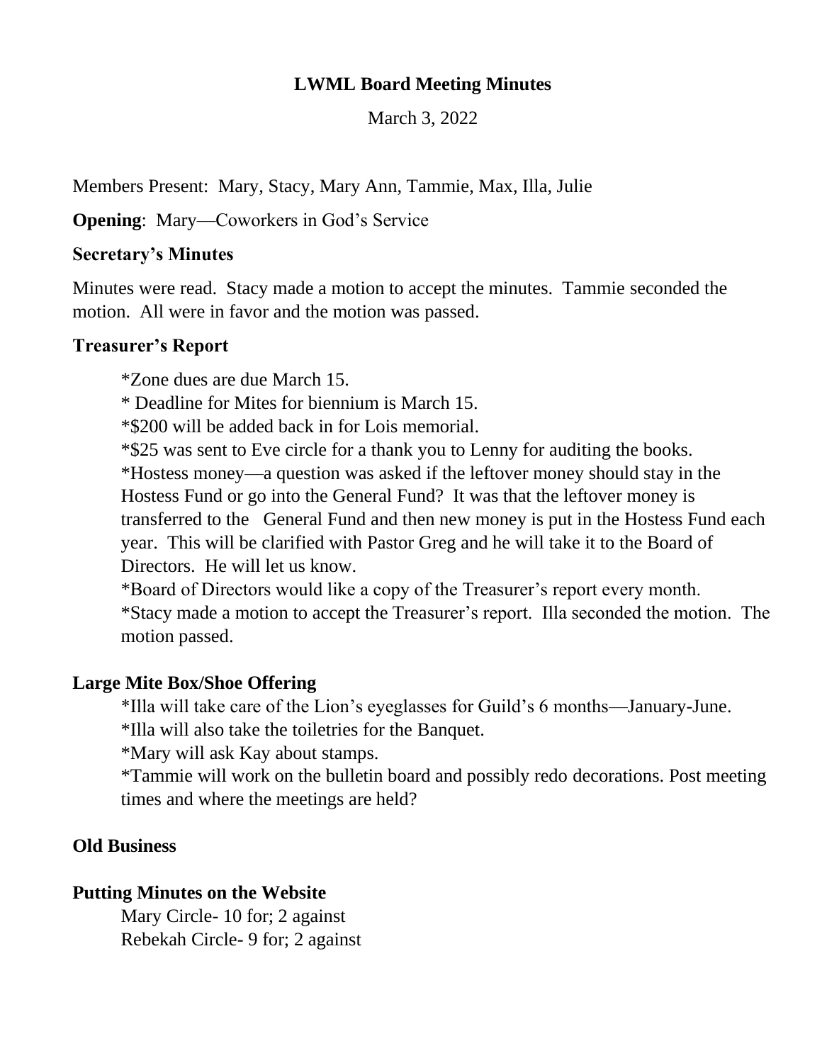# LWML Board Meeting Minutes

March 3, 2022

Members Present: Mary, Stacy, Mary Ann, Tammie, Max, Illa, Julie

**Opening**: Mary—Coworkers in God's Service

### Secretary's Minutes

Minutes were read. Stacy made a motion to accept the minutes. Tammie seconded the motion. All were in favor and the motion was passed.

### Treasurer's Report

*Zone dues are due March 15.
* Deadline for Mites for biennium is March 15.
*$200 will be added back in for Lois memorial.
*$25 was sent to Eve circle for a thank you to Lenny for auditing the books.
*Hostess money—a question was asked if the leftover money should stay in the Hostess Fund or go into the General Fund? It was that the leftover money is transferred to the General Fund and then new money is put in the Hostess Fund each year. This will be clarified with Pastor Greg and he will take it to the Board of Directors. He will let us know.
*Board of Directors would like a copy of the Treasurer's report every month.
*Stacy made a motion to accept the Treasurer's report. Illa seconded the motion. The motion passed.

### Large Mite Box/Shoe Offering

*Illa will take care of the Lion's eyeglasses for Guild's 6 months—January-June.
*Illa will also take the toiletries for the Banquet.
*Mary will ask Kay about stamps.
*Tammie will work on the bulletin board and possibly redo decorations. Post meeting times and where the meetings are held?

### Old Business

### Putting Minutes on the Website

Mary Circle- 10 for; 2 against
Rebekah Circle- 9 for; 2 against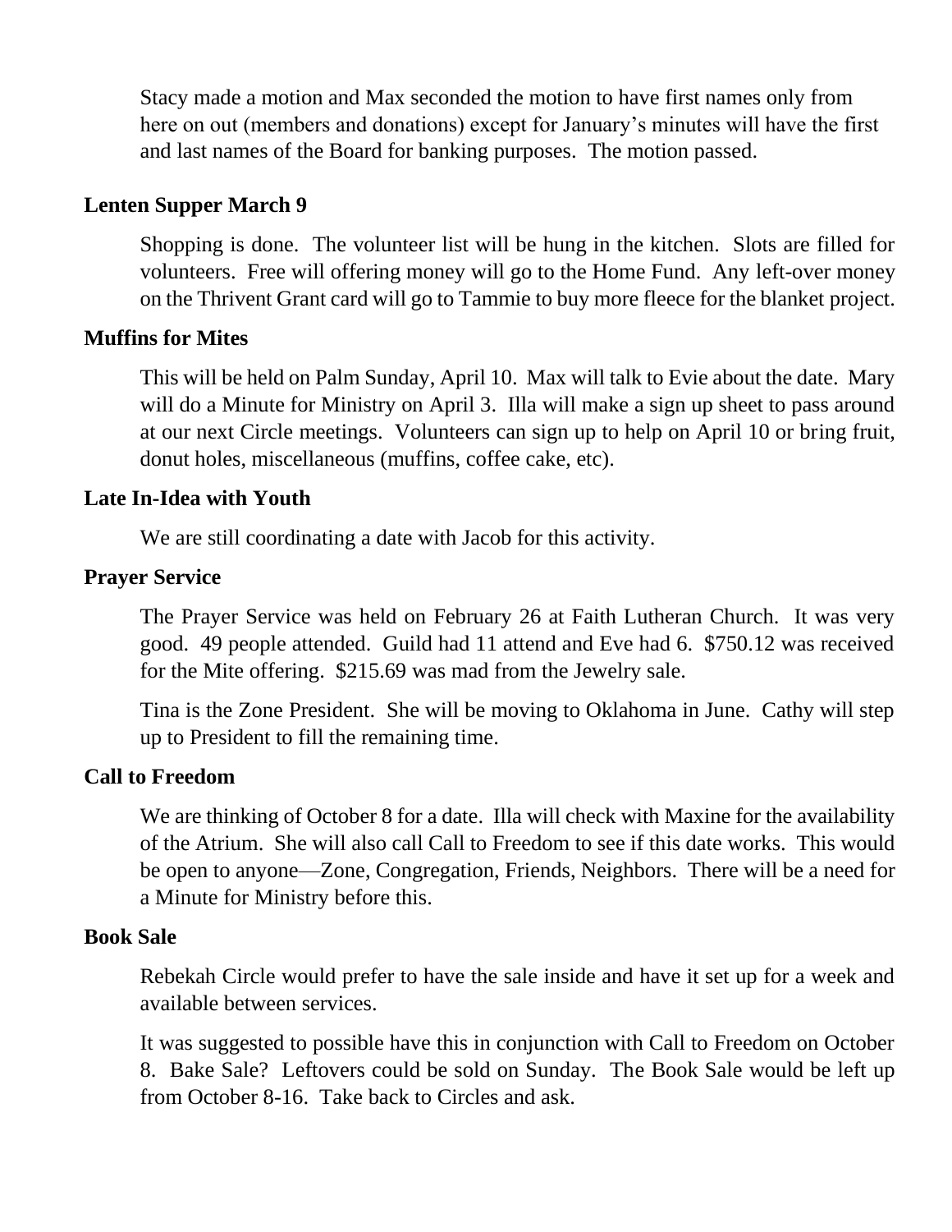Stacy made a motion and Max seconded the motion to have first names only from here on out (members and donations) except for January's minutes will have the first and last names of the Board for banking purposes. The motion passed.

**Lenten Supper March 9**

Shopping is done. The volunteer list will be hung in the kitchen. Slots are filled for volunteers. Free will offering money will go to the Home Fund. Any left-over money on the Thrivent Grant card will go to Tammie to buy more fleece for the blanket project.

**Muffins for Mites**

This will be held on Palm Sunday, April 10. Max will talk to Evie about the date. Mary will do a Minute for Ministry on April 3. Illa will make a sign up sheet to pass around at our next Circle meetings. Volunteers can sign up to help on April 10 or bring fruit, donut holes, miscellaneous (muffins, coffee cake, etc).

**Late In-Idea with Youth**

We are still coordinating a date with Jacob for this activity.

**Prayer Service**

The Prayer Service was held on February 26 at Faith Lutheran Church. It was very good. 49 people attended. Guild had 11 attend and Eve had 6. $750.12 was received for the Mite offering. $215.69 was mad from the Jewelry sale.

Tina is the Zone President. She will be moving to Oklahoma in June. Cathy will step up to President to fill the remaining time.

**Call to Freedom**

We are thinking of October 8 for a date. Illa will check with Maxine for the availability of the Atrium. She will also call Call to Freedom to see if this date works. This would be open to anyone—Zone, Congregation, Friends, Neighbors. There will be a need for a Minute for Ministry before this.

**Book Sale**

Rebekah Circle would prefer to have the sale inside and have it set up for a week and available between services.

It was suggested to possible have this in conjunction with Call to Freedom on October 8. Bake Sale? Leftovers could be sold on Sunday. The Book Sale would be left up from October 8-16. Take back to Circles and ask.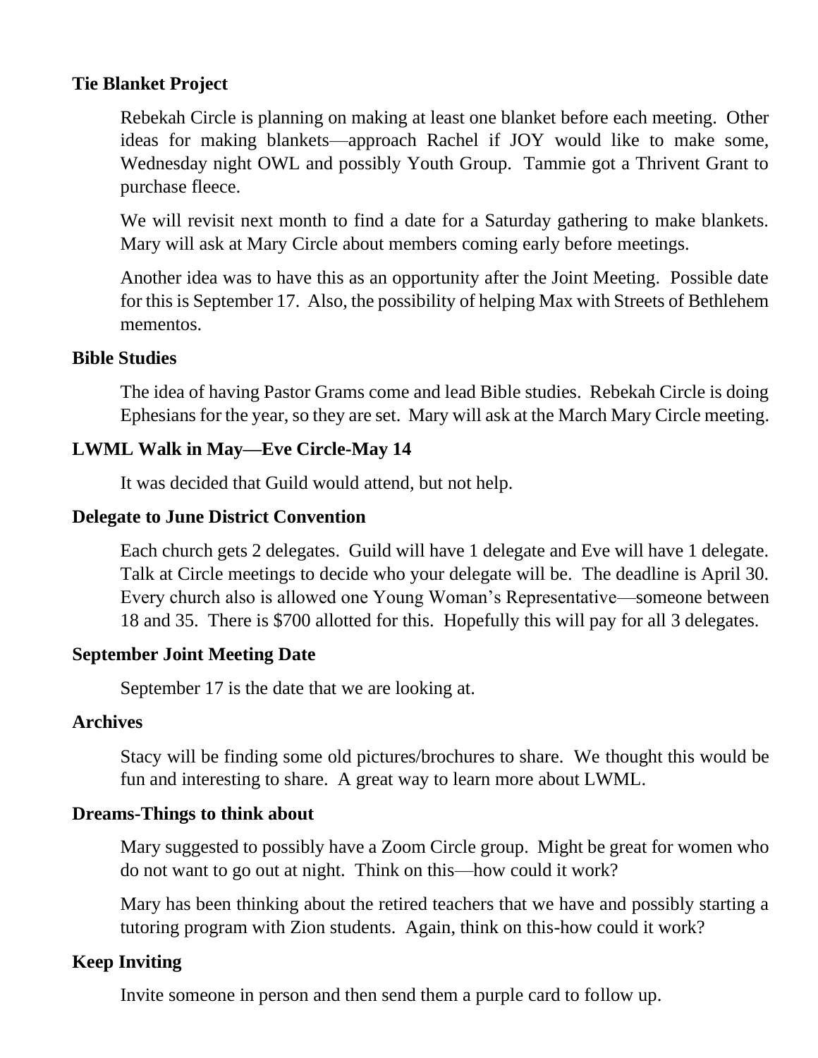**Tie Blanket Project**

Rebekah Circle is planning on making at least one blanket before each meeting. Other ideas for making blankets—approach Rachel if JOY would like to make some, Wednesday night OWL and possibly Youth Group. Tammie got a Thrivent Grant to purchase fleece.

We will revisit next month to find a date for a Saturday gathering to make blankets. Mary will ask at Mary Circle about members coming early before meetings.

Another idea was to have this as an opportunity after the Joint Meeting. Possible date for this is September 17. Also, the possibility of helping Max with Streets of Bethlehem mementos.

**Bible Studies**

The idea of having Pastor Grams come and lead Bible studies. Rebekah Circle is doing Ephesians for the year, so they are set. Mary will ask at the March Mary Circle meeting.

**LWML Walk in May—Eve Circle-May 14**

It was decided that Guild would attend, but not help.

**Delegate to June District Convention**

Each church gets 2 delegates. Guild will have 1 delegate and Eve will have 1 delegate. Talk at Circle meetings to decide who your delegate will be. The deadline is April 30. Every church also is allowed one Young Woman's Representative—someone between 18 and 35. There is $700 allotted for this. Hopefully this will pay for all 3 delegates.

**September Joint Meeting Date**

September 17 is the date that we are looking at.

**Archives**

Stacy will be finding some old pictures/brochures to share. We thought this would be fun and interesting to share. A great way to learn more about LWML.

**Dreams-Things to think about**

Mary suggested to possibly have a Zoom Circle group. Might be great for women who do not want to go out at night. Think on this—how could it work?

Mary has been thinking about the retired teachers that we have and possibly starting a tutoring program with Zion students. Again, think on this-how could it work?

**Keep Inviting**

Invite someone in person and then send them a purple card to follow up.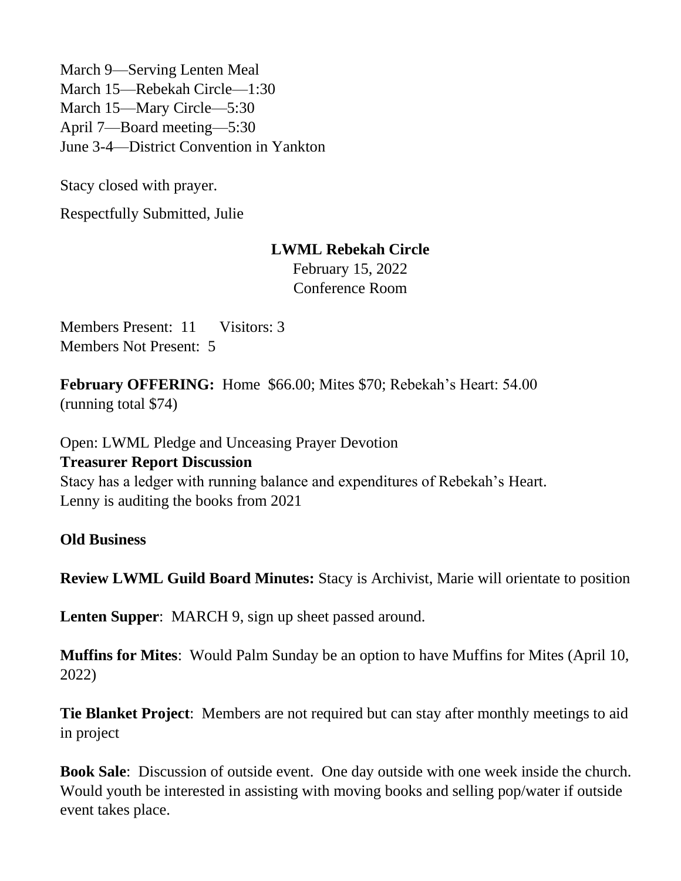March 9—Serving Lenten Meal
March 15—Rebekah Circle—1:30
March 15—Mary Circle—5:30
April 7—Board meeting—5:30
June 3-4—District Convention in Yankton

Stacy closed with prayer.

Respectfully Submitted, Julie

**LWML Rebekah Circle**

February 15, 2022
Conference Room

Members Present: 11 Visitors: 3
Members Not Present: 5

**February OFFERING:** Home $66.00; Mites $70; Rebekah's Heart: 54.00 (running total $74)

Open: LWML Pledge and Unceasing Prayer Devotion

**Treasurer Report Discussion**

Stacy has a ledger with running balance and expenditures of Rebekah's Heart.
Lenny is auditing the books from 2021

**Old Business**

**Review LWML Guild Board Minutes:** Stacy is Archivist, Marie will orientate to position

**Lenten Supper**: MARCH 9, sign up sheet passed around.

**Muffins for Mites**: Would Palm Sunday be an option to have Muffins for Mites (April 10, 2022)

**Tie Blanket Project**: Members are not required but can stay after monthly meetings to aid in project

**Book Sale**: Discussion of outside event. One day outside with one week inside the church. Would youth be interested in assisting with moving books and selling pop/water if outside event takes place.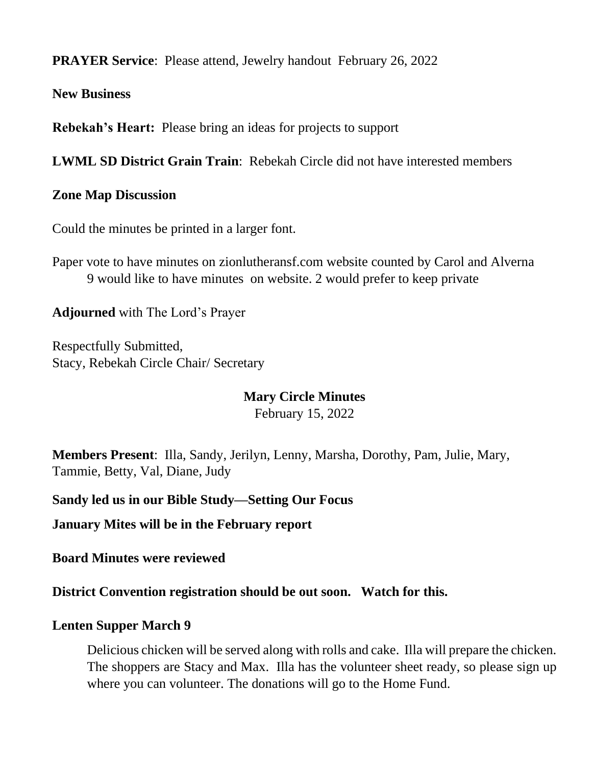**PRAYER Service**: Please attend, Jewelry handout February 26, 2022

**New Business**

**Rebekah's Heart:** Please bring an ideas for projects to support

**LWML SD District Grain Train**: Rebekah Circle did not have interested members

**Zone Map Discussion**

Could the minutes be printed in a larger font.

Paper vote to have minutes on zionlutheransf.com website counted by Carol and Alverna
9 would like to have minutes on website. 2 would prefer to keep private

**Adjourned** with The Lord's Prayer

Respectfully Submitted,
Stacy, Rebekah Circle Chair/ Secretary

## Mary Circle Minutes

February 15, 2022

**Members Present**: Illa, Sandy, Jerilyn, Lenny, Marsha, Dorothy, Pam, Julie, Mary, Tammie, Betty, Val, Diane, Judy

**Sandy led us in our Bible Study—Setting Our Focus**

**January Mites will be in the February report**

**Board Minutes were reviewed**

**District Convention registration should be out soon. Watch for this.**

**Lenten Supper March 9**

Delicious chicken will be served along with rolls and cake. Illa will prepare the chicken. The shoppers are Stacy and Max. Illa has the volunteer sheet ready, so please sign up where you can volunteer. The donations will go to the Home Fund.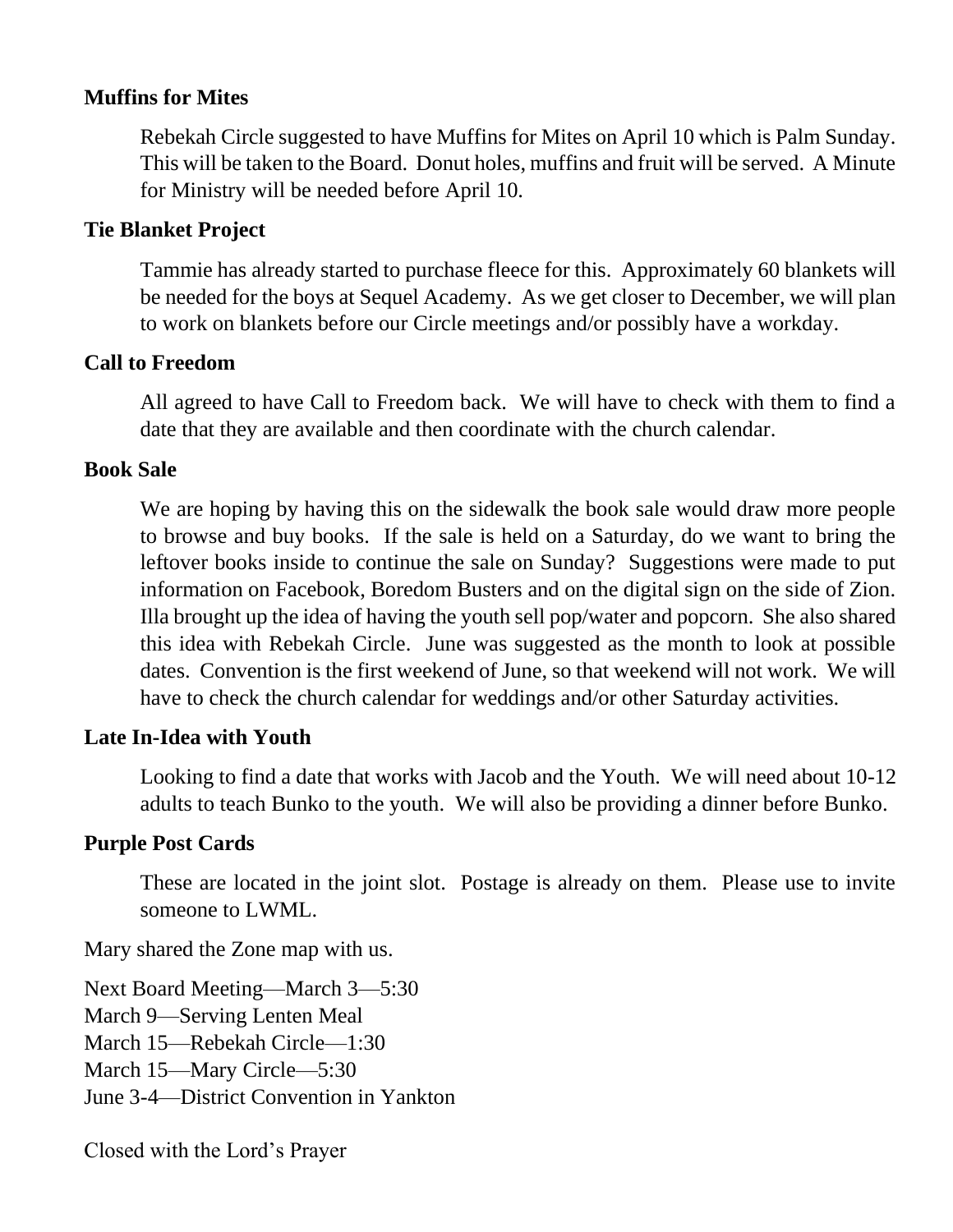**Muffins for Mites**

Rebekah Circle suggested to have Muffins for Mites on April 10 which is Palm Sunday. This will be taken to the Board. Donut holes, muffins and fruit will be served. A Minute for Ministry will be needed before April 10.

**Tie Blanket Project**

Tammie has already started to purchase fleece for this. Approximately 60 blankets will be needed for the boys at Sequel Academy. As we get closer to December, we will plan to work on blankets before our Circle meetings and/or possibly have a workday.

**Call to Freedom**

All agreed to have Call to Freedom back. We will have to check with them to find a date that they are available and then coordinate with the church calendar.

**Book Sale**

We are hoping by having this on the sidewalk the book sale would draw more people to browse and buy books. If the sale is held on a Saturday, do we want to bring the leftover books inside to continue the sale on Sunday? Suggestions were made to put information on Facebook, Boredom Busters and on the digital sign on the side of Zion. Illa brought up the idea of having the youth sell pop/water and popcorn. She also shared this idea with Rebekah Circle. June was suggested as the month to look at possible dates. Convention is the first weekend of June, so that weekend will not work. We will have to check the church calendar for weddings and/or other Saturday activities.

**Late In-Idea with Youth**

Looking to find a date that works with Jacob and the Youth. We will need about 10-12 adults to teach Bunko to the youth. We will also be providing a dinner before Bunko.

**Purple Post Cards**

These are located in the joint slot. Postage is already on them. Please use to invite someone to LWML.

Mary shared the Zone map with us.

Next Board Meeting—March 3—5:30
March 9—Serving Lenten Meal
March 15—Rebekah Circle—1:30
March 15—Mary Circle—5:30
June 3-4—District Convention in Yankton

Closed with the Lord's Prayer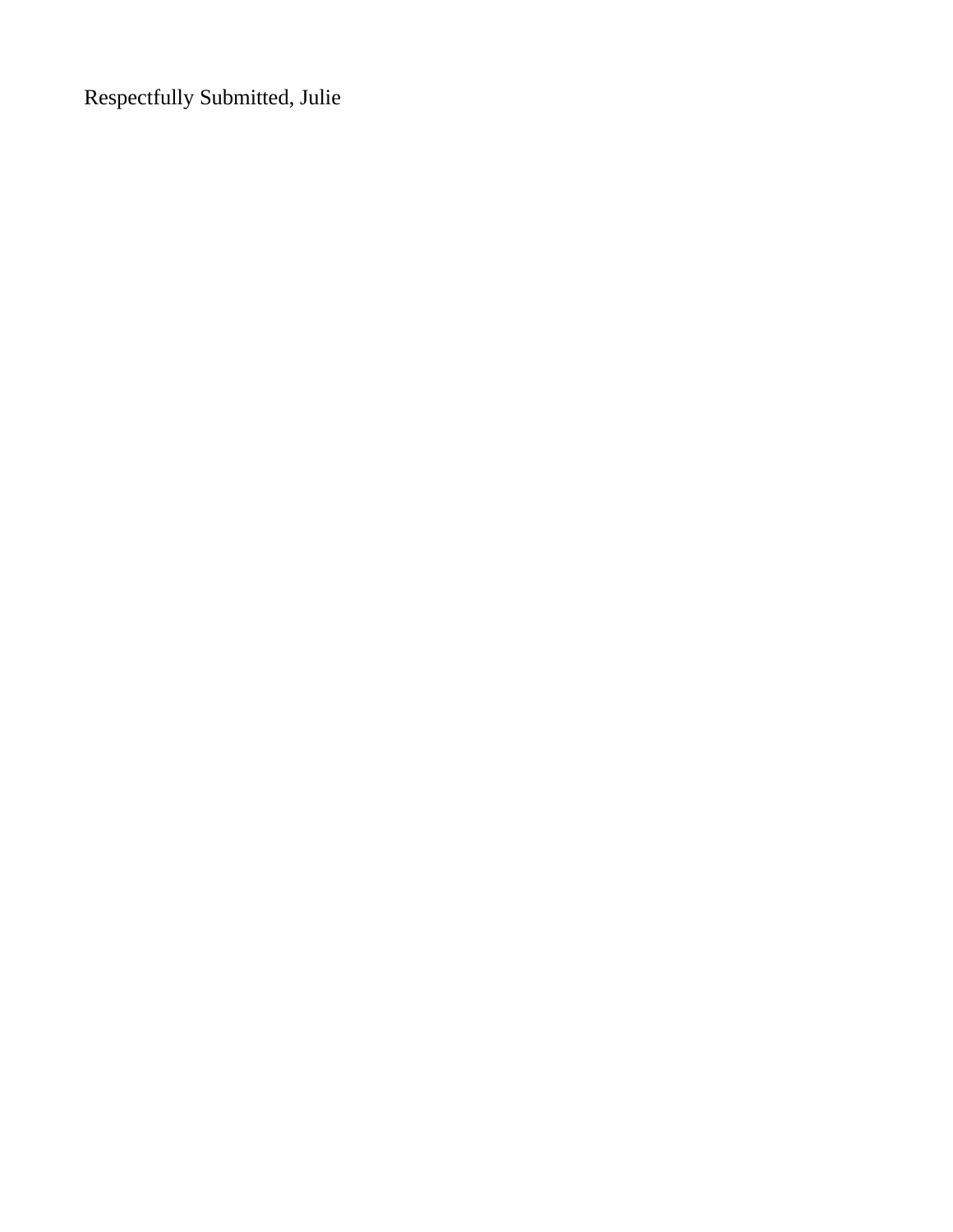Respectfully Submitted, Julie